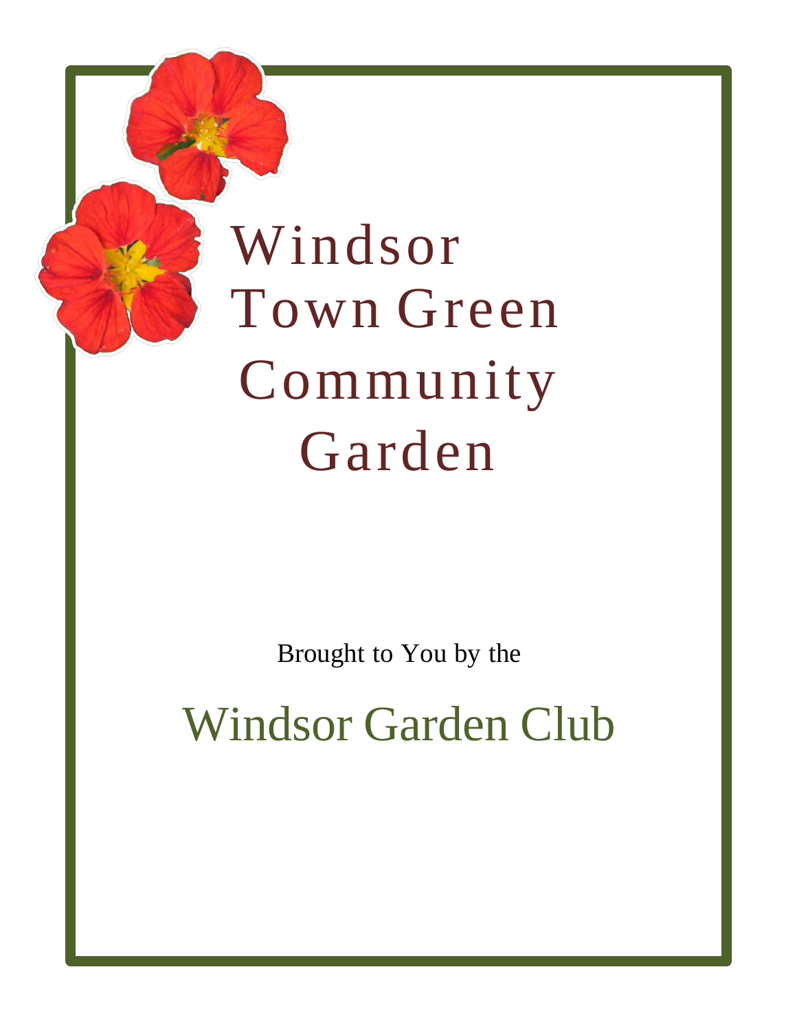# Windsor Town Green Community Garden

Brought to You by the

## Windsor Garden Club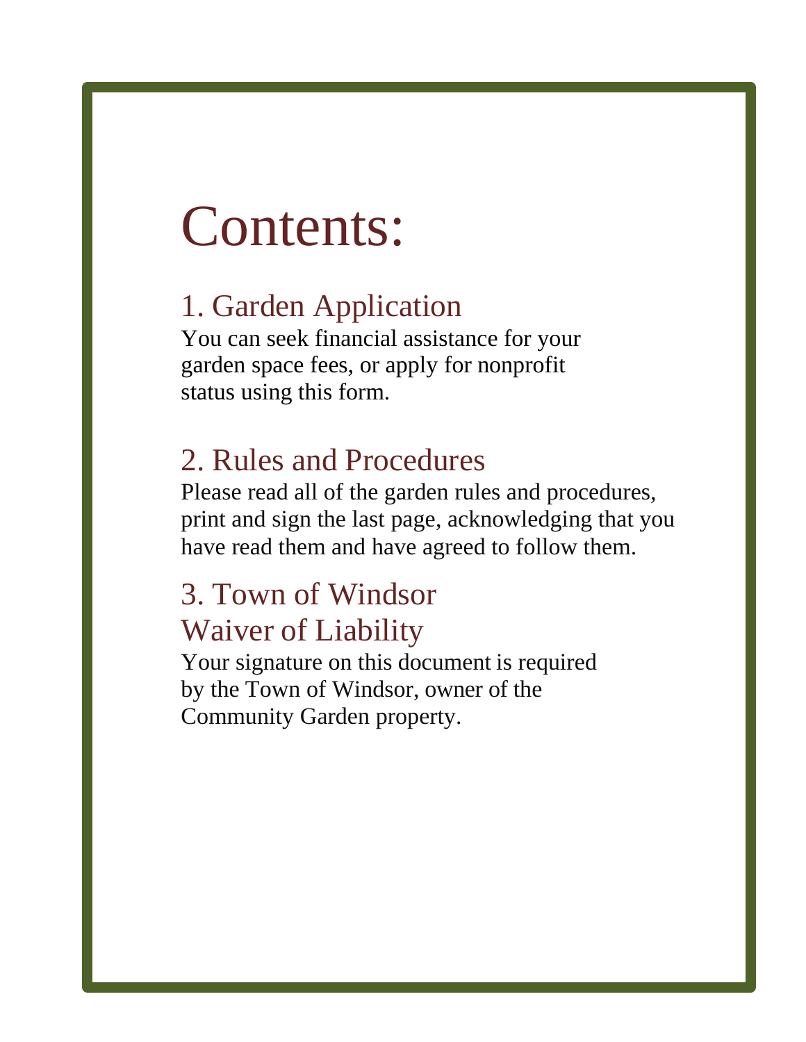# Contents:

## 1. Garden Application

You can seek financial assistance for your garden space fees, or apply for nonprofit status using this form.

## 2. Rules and Procedures

Please read all of the garden rules and procedures, print and sign the last page, acknowledging that you have read them and have agreed to follow them.

## 3. Town of Windsor Waiver of Liability

Your signature on this document is required by the Town of Windsor, owner of the Community Garden property.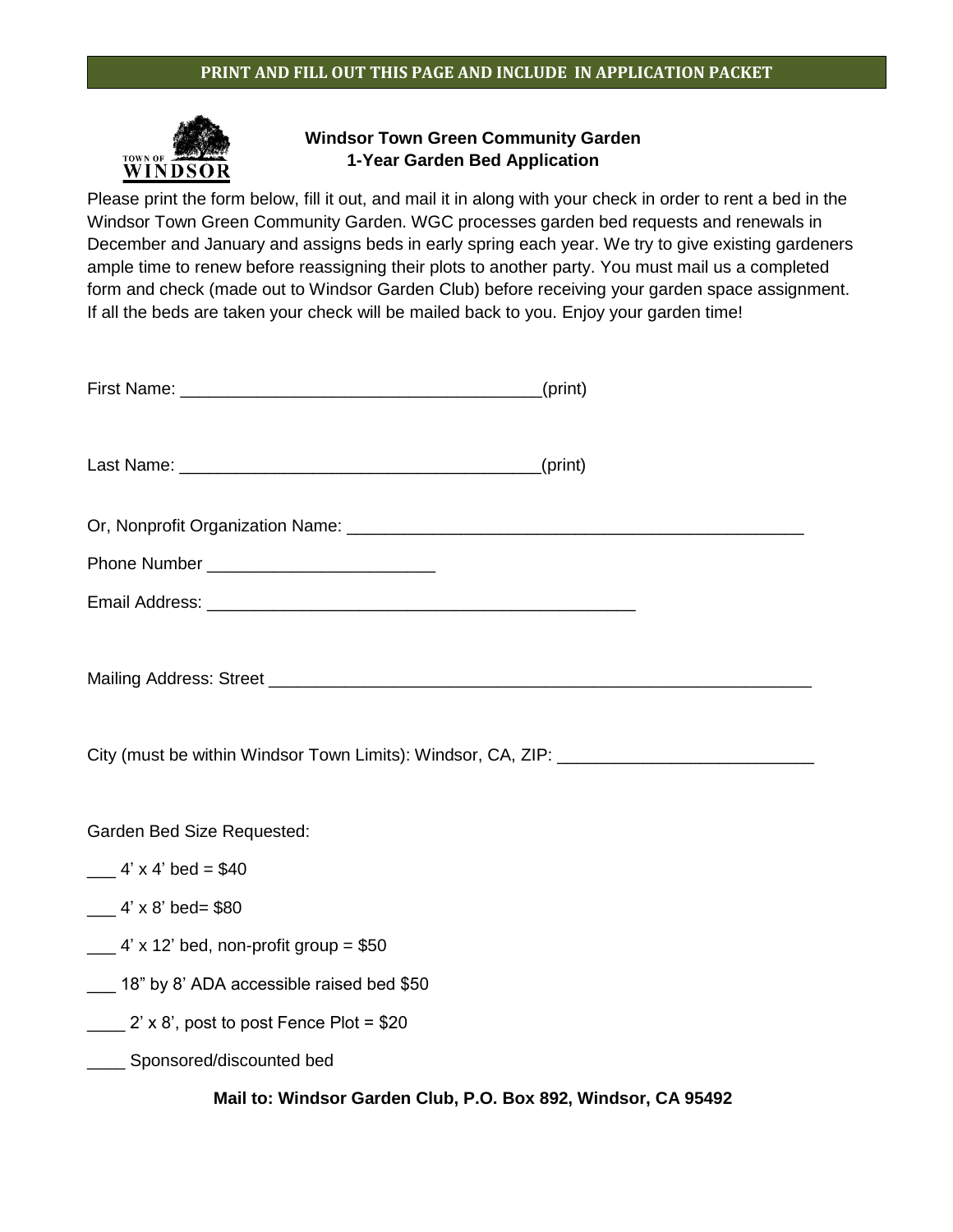**PRINT AND FILL OUT THIS PAGE AND INCLUDE IN APPLICATION PACKET**

TOWN OF WINDSOR

## Windsor Town Green Community Garden
## 1-Year Garden Bed Application

Please print the form below, fill it out, and mail it in along with your check in order to rent a bed in the Windsor Town Green Community Garden. WGC processes garden bed requests and renewals in December and January and assigns beds in early spring each year. We try to give existing gardeners ample time to renew before reassigning their plots to another party. You must mail us a completed form and check (made out to Windsor Garden Club) before receiving your garden space assignment. If all the beds are taken your check will be mailed back to you. Enjoy your garden time!

First Name: ______________________________________(print)

Last Name: ______________________________________(print)

Or, Nonprofit Organization Name: ________________________________________________

Phone Number ________________________

Email Address: ______________________________________________

Mailing Address: Street ___________________________________________________________

City (must be within Windsor Town Limits): Windsor, CA, ZIP: __________________________

Garden Bed Size Requested:

___ 4' x 4' bed = $40

___ 4' x 8' bed= $80

___ 4' x 12' bed, non-profit group = $50

___ 18" by 8' ADA accessible raised bed $50

____ 2' x 8', post to post Fence Plot = $20

____ Sponsored/discounted bed

**Mail to: Windsor Garden Club, P.O. Box 892, Windsor, CA 95492**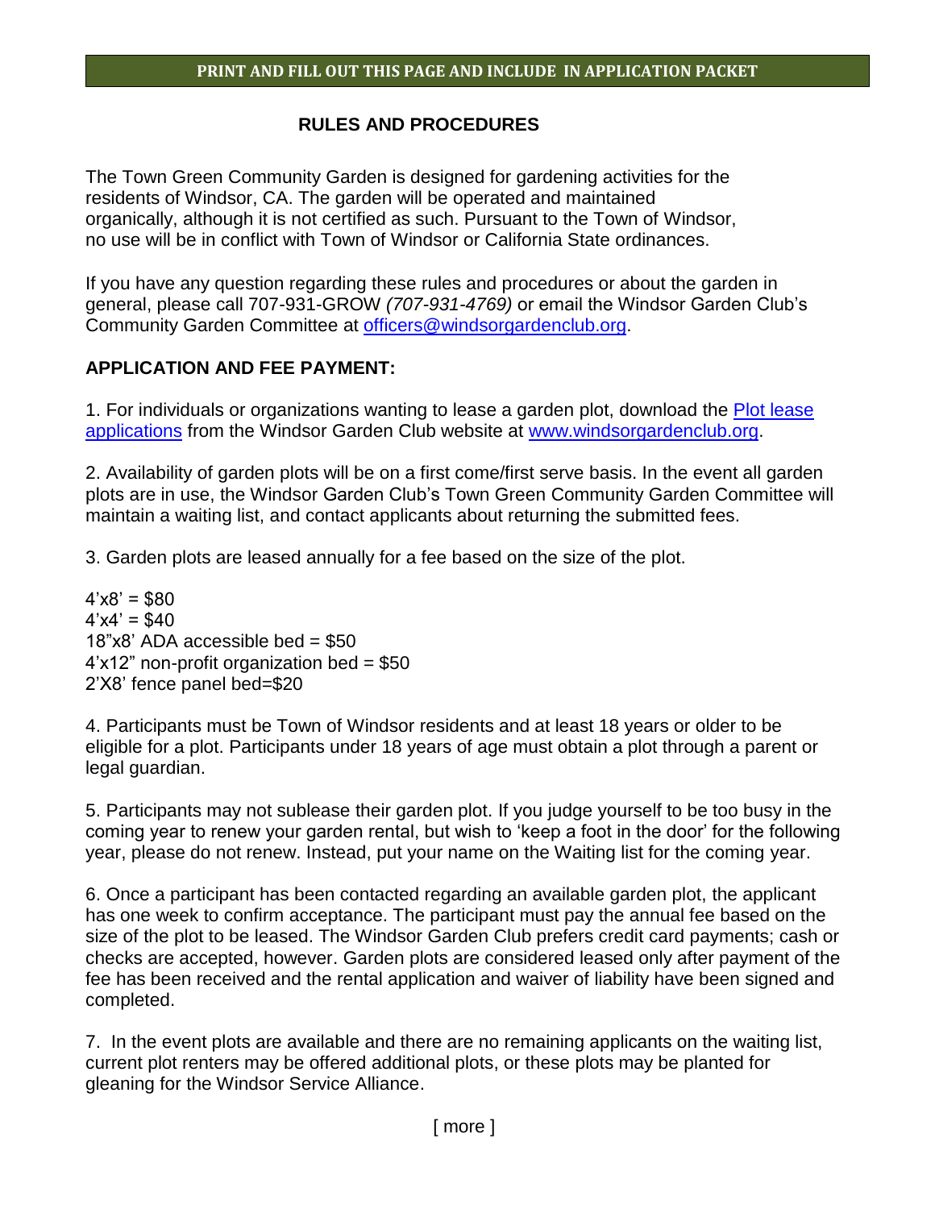**PRINT AND FILL OUT THIS PAGE AND INCLUDE IN APPLICATION PACKET**

## RULES AND PROCEDURES

The Town Green Community Garden is designed for gardening activities for the residents of Windsor, CA. The garden will be operated and maintained organically, although it is not certified as such. Pursuant to the Town of Windsor, no use will be in conflict with Town of Windsor or California State ordinances.

If you have any question regarding these rules and procedures or about the garden in general, please call 707-931-GROW *(707-931-4769)* or email the Windsor Garden Club's Community Garden Committee at officers@windsorgardenclub.org.

### APPLICATION AND FEE PAYMENT:

1. For individuals or organizations wanting to lease a garden plot, download the Plot lease applications from the Windsor Garden Club website at www.windsorgardenclub.org.

2. Availability of garden plots will be on a first come/first serve basis. In the event all garden plots are in use, the Windsor Garden Club's Town Green Community Garden Committee will maintain a waiting list, and contact applicants about returning the submitted fees.

3. Garden plots are leased annually for a fee based on the size of the plot.

4'x8' = $80
4'x4' = $40
18"x8' ADA accessible bed = $50
4'x12" non-profit organization bed = $50
2'X8' fence panel bed=$20

4. Participants must be Town of Windsor residents and at least 18 years or older to be eligible for a plot. Participants under 18 years of age must obtain a plot through a parent or legal guardian.

5. Participants may not sublease their garden plot. If you judge yourself to be too busy in the coming year to renew your garden rental, but wish to 'keep a foot in the door' for the following year, please do not renew. Instead, put your name on the Waiting list for the coming year.

6. Once a participant has been contacted regarding an available garden plot, the applicant has one week to confirm acceptance. The participant must pay the annual fee based on the size of the plot to be leased. The Windsor Garden Club prefers credit card payments; cash or checks are accepted, however. Garden plots are considered leased only after payment of the fee has been received and the rental application and waiver of liability have been signed and completed.

7. In the event plots are available and there are no remaining applicants on the waiting list, current plot renters may be offered additional plots, or these plots may be planted for gleaning for the Windsor Service Alliance.

[ more ]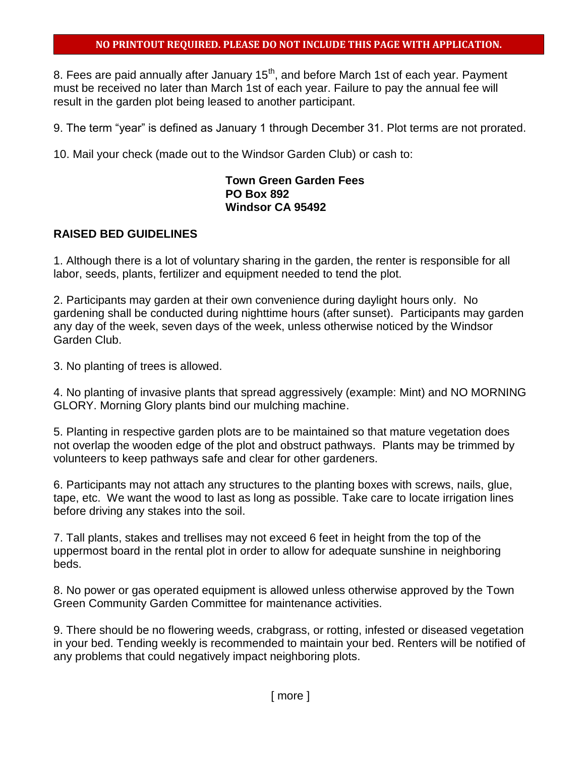**NO PRINTOUT REQUIRED. PLEASE DO NOT INCLUDE THIS PAGE WITH APPLICATION.**

8. Fees are paid annually after January 15th, and before March 1st of each year. Payment must be received no later than March 1st of each year. Failure to pay the annual fee will result in the garden plot being leased to another participant.

9. The term "year" is defined as January 1 through December 31. Plot terms are not prorated.

10. Mail your check (made out to the Windsor Garden Club) or cash to:

**Town Green Garden Fees**
**PO Box 892**
**Windsor CA 95492**

## RAISED BED GUIDELINES

1. Although there is a lot of voluntary sharing in the garden, the renter is responsible for all labor, seeds, plants, fertilizer and equipment needed to tend the plot.

2. Participants may garden at their own convenience during daylight hours only. No gardening shall be conducted during nighttime hours (after sunset). Participants may garden any day of the week, seven days of the week, unless otherwise noticed by the Windsor Garden Club.

3. No planting of trees is allowed.

4. No planting of invasive plants that spread aggressively (example: Mint) and NO MORNING GLORY. Morning Glory plants bind our mulching machine.

5. Planting in respective garden plots are to be maintained so that mature vegetation does not overlap the wooden edge of the plot and obstruct pathways. Plants may be trimmed by volunteers to keep pathways safe and clear for other gardeners.

6. Participants may not attach any structures to the planting boxes with screws, nails, glue, tape, etc. We want the wood to last as long as possible. Take care to locate irrigation lines before driving any stakes into the soil.

7. Tall plants, stakes and trellises may not exceed 6 feet in height from the top of the uppermost board in the rental plot in order to allow for adequate sunshine in neighboring beds.

8. No power or gas operated equipment is allowed unless otherwise approved by the Town Green Community Garden Committee for maintenance activities.

9. There should be no flowering weeds, crabgrass, or rotting, infested or diseased vegetation in your bed. Tending weekly is recommended to maintain your bed. Renters will be notified of any problems that could negatively impact neighboring plots.

[ more ]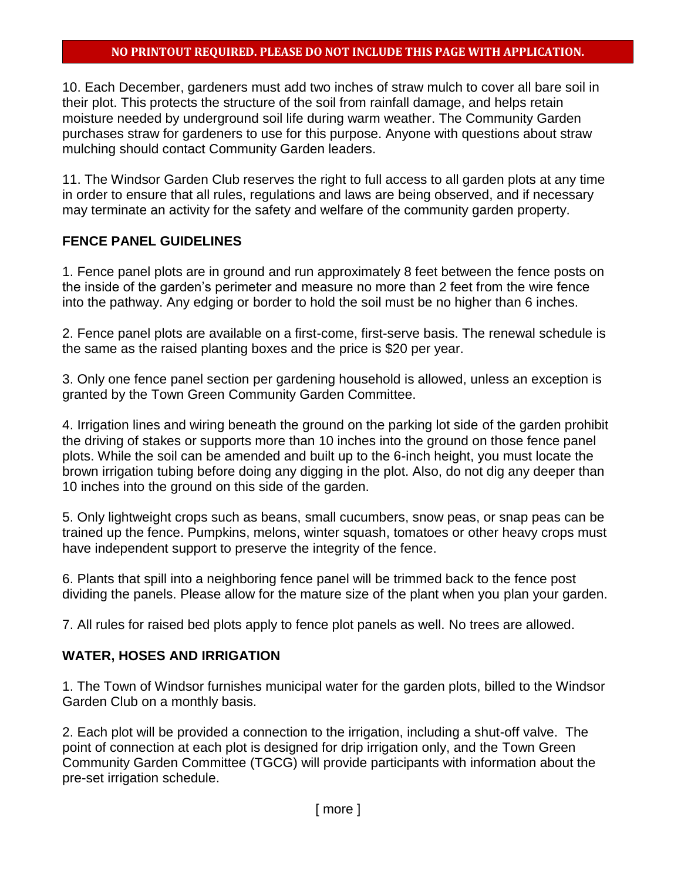**NO PRINTOUT REQUIRED. PLEASE DO NOT INCLUDE THIS PAGE WITH APPLICATION.**

10. Each December, gardeners must add two inches of straw mulch to cover all bare soil in their plot. This protects the structure of the soil from rainfall damage, and helps retain moisture needed by underground soil life during warm weather. The Community Garden purchases straw for gardeners to use for this purpose. Anyone with questions about straw mulching should contact Community Garden leaders.

11. The Windsor Garden Club reserves the right to full access to all garden plots at any time in order to ensure that all rules, regulations and laws are being observed, and if necessary may terminate an activity for the safety and welfare of the community garden property.

## FENCE PANEL GUIDELINES

1. Fence panel plots are in ground and run approximately 8 feet between the fence posts on the inside of the garden's perimeter and measure no more than 2 feet from the wire fence into the pathway. Any edging or border to hold the soil must be no higher than 6 inches.

2. Fence panel plots are available on a first-come, first-serve basis. The renewal schedule is the same as the raised planting boxes and the price is $20 per year.

3. Only one fence panel section per gardening household is allowed, unless an exception is granted by the Town Green Community Garden Committee.

4. Irrigation lines and wiring beneath the ground on the parking lot side of the garden prohibit the driving of stakes or supports more than 10 inches into the ground on those fence panel plots. While the soil can be amended and built up to the 6-inch height, you must locate the brown irrigation tubing before doing any digging in the plot. Also, do not dig any deeper than 10 inches into the ground on this side of the garden.

5. Only lightweight crops such as beans, small cucumbers, snow peas, or snap peas can be trained up the fence. Pumpkins, melons, winter squash, tomatoes or other heavy crops must have independent support to preserve the integrity of the fence.

6. Plants that spill into a neighboring fence panel will be trimmed back to the fence post dividing the panels. Please allow for the mature size of the plant when you plan your garden.

7. All rules for raised bed plots apply to fence plot panels as well. No trees are allowed.

## WATER, HOSES AND IRRIGATION

1. The Town of Windsor furnishes municipal water for the garden plots, billed to the Windsor Garden Club on a monthly basis.

2. Each plot will be provided a connection to the irrigation, including a shut-off valve. The point of connection at each plot is designed for drip irrigation only, and the Town Green Community Garden Committee (TGCG) will provide participants with information about the pre-set irrigation schedule.

[ more ]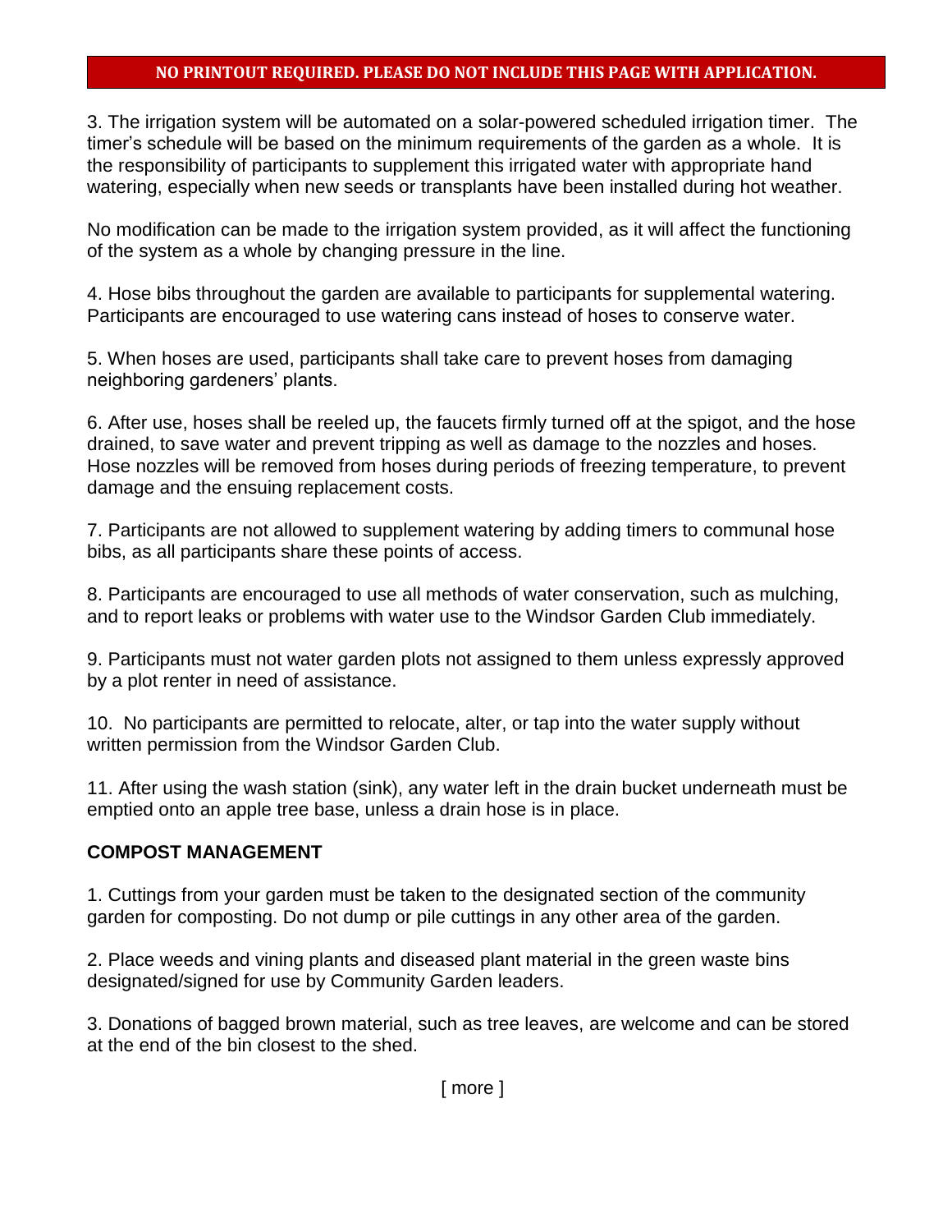**NO PRINTOUT REQUIRED. PLEASE DO NOT INCLUDE THIS PAGE WITH APPLICATION.**

3. The irrigation system will be automated on a solar-powered scheduled irrigation timer. The timer's schedule will be based on the minimum requirements of the garden as a whole. It is the responsibility of participants to supplement this irrigated water with appropriate hand watering, especially when new seeds or transplants have been installed during hot weather.

No modification can be made to the irrigation system provided, as it will affect the functioning of the system as a whole by changing pressure in the line.

4. Hose bibs throughout the garden are available to participants for supplemental watering. Participants are encouraged to use watering cans instead of hoses to conserve water.

5. When hoses are used, participants shall take care to prevent hoses from damaging neighboring gardeners' plants.

6. After use, hoses shall be reeled up, the faucets firmly turned off at the spigot, and the hose drained, to save water and prevent tripping as well as damage to the nozzles and hoses. Hose nozzles will be removed from hoses during periods of freezing temperature, to prevent damage and the ensuing replacement costs.

7. Participants are not allowed to supplement watering by adding timers to communal hose bibs, as all participants share these points of access.

8. Participants are encouraged to use all methods of water conservation, such as mulching, and to report leaks or problems with water use to the Windsor Garden Club immediately.

9. Participants must not water garden plots not assigned to them unless expressly approved by a plot renter in need of assistance.

10. No participants are permitted to relocate, alter, or tap into the water supply without written permission from the Windsor Garden Club.

11. After using the wash station (sink), any water left in the drain bucket underneath must be emptied onto an apple tree base, unless a drain hose is in place.

## COMPOST MANAGEMENT

1. Cuttings from your garden must be taken to the designated section of the community garden for composting. Do not dump or pile cuttings in any other area of the garden.

2. Place weeds and vining plants and diseased plant material in the green waste bins designated/signed for use by Community Garden leaders.

3. Donations of bagged brown material, such as tree leaves, are welcome and can be stored at the end of the bin closest to the shed.

[ more ]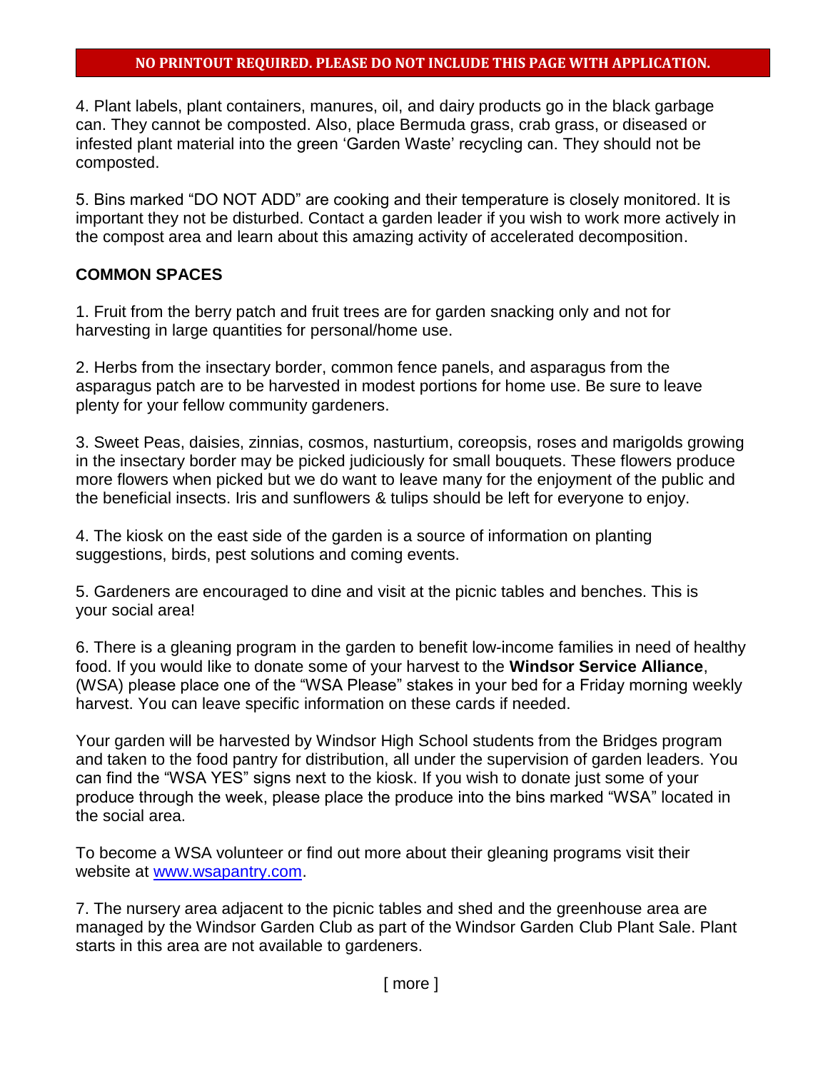**NO PRINTOUT REQUIRED. PLEASE DO NOT INCLUDE THIS PAGE WITH APPLICATION.**

4. Plant labels, plant containers, manures, oil, and dairy products go in the black garbage can. They cannot be composted. Also, place Bermuda grass, crab grass, or diseased or infested plant material into the green 'Garden Waste' recycling can. They should not be composted.

5. Bins marked "DO NOT ADD" are cooking and their temperature is closely monitored. It is important they not be disturbed. Contact a garden leader if you wish to work more actively in the compost area and learn about this amazing activity of accelerated decomposition.

**COMMON SPACES**

1. Fruit from the berry patch and fruit trees are for garden snacking only and not for harvesting in large quantities for personal/home use.

2. Herbs from the insectary border, common fence panels, and asparagus from the asparagus patch are to be harvested in modest portions for home use. Be sure to leave plenty for your fellow community gardeners.

3. Sweet Peas, daisies, zinnias, cosmos, nasturtium, coreopsis, roses and marigolds growing in the insectary border may be picked judiciously for small bouquets. These flowers produce more flowers when picked but we do want to leave many for the enjoyment of the public and the beneficial insects. Iris and sunflowers & tulips should be left for everyone to enjoy.

4. The kiosk on the east side of the garden is a source of information on planting suggestions, birds, pest solutions and coming events.

5. Gardeners are encouraged to dine and visit at the picnic tables and benches. This is your social area!

6. There is a gleaning program in the garden to benefit low-income families in need of healthy food. If you would like to donate some of your harvest to the **Windsor Service Alliance**, (WSA) please place one of the "WSA Please" stakes in your bed for a Friday morning weekly harvest. You can leave specific information on these cards if needed.

Your garden will be harvested by Windsor High School students from the Bridges program and taken to the food pantry for distribution, all under the supervision of garden leaders. You can find the "WSA YES" signs next to the kiosk. If you wish to donate just some of your produce through the week, please place the produce into the bins marked "WSA" located in the social area.

To become a WSA volunteer or find out more about their gleaning programs visit their website at www.wsapantry.com.

7. The nursery area adjacent to the picnic tables and shed and the greenhouse area are managed by the Windsor Garden Club as part of the Windsor Garden Club Plant Sale. Plant starts in this area are not available to gardeners.

[ more ]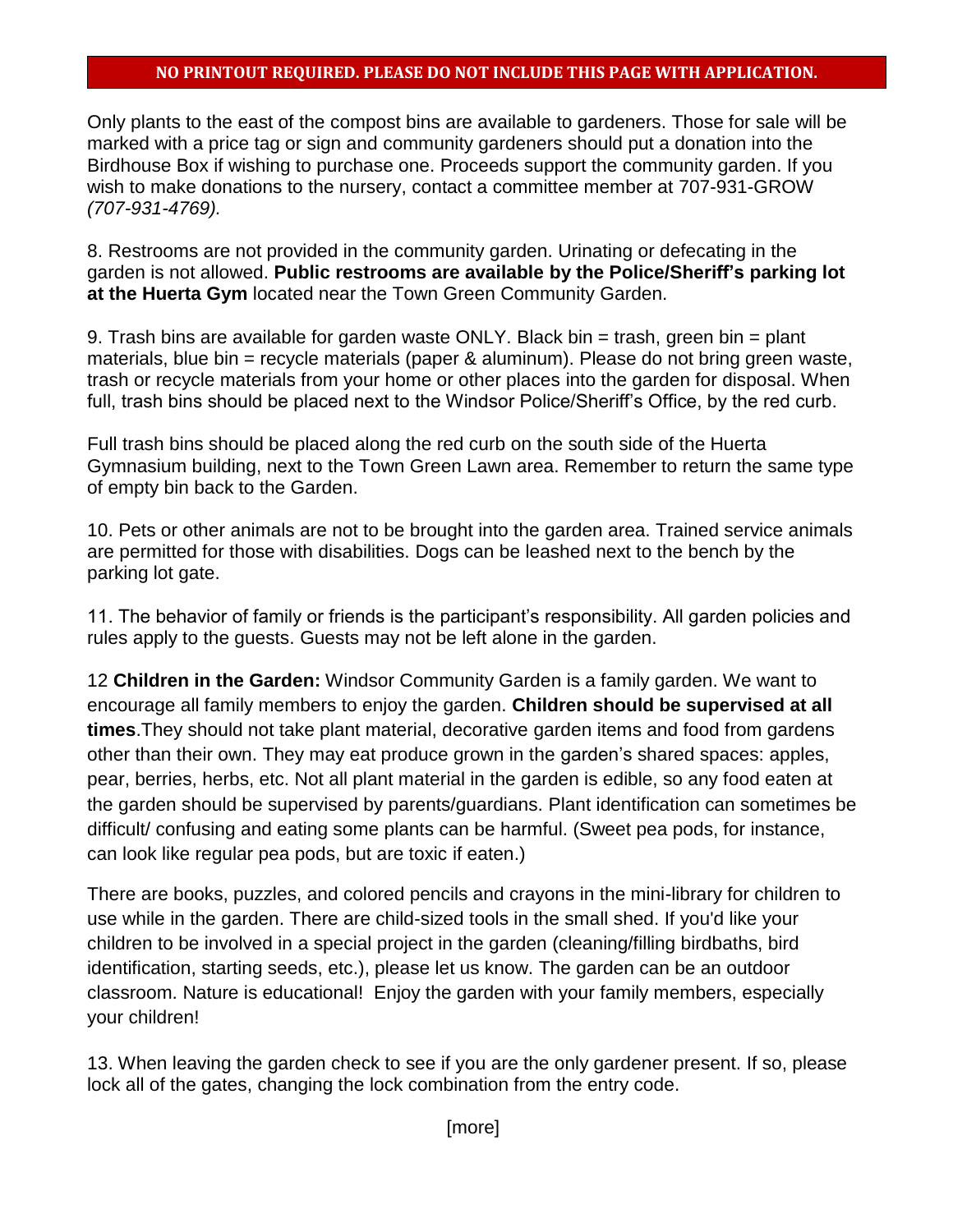**NO PRINTOUT REQUIRED. PLEASE DO NOT INCLUDE THIS PAGE WITH APPLICATION.**

Only plants to the east of the compost bins are available to gardeners. Those for sale will be marked with a price tag or sign and community gardeners should put a donation into the Birdhouse Box if wishing to purchase one. Proceeds support the community garden. If you wish to make donations to the nursery, contact a committee member at 707-931-GROW *(707-931-4769).*

8. Restrooms are not provided in the community garden. Urinating or defecating in the garden is not allowed. **Public restrooms are available by the Police/Sheriff's parking lot at the Huerta Gym** located near the Town Green Community Garden.

9. Trash bins are available for garden waste ONLY. Black bin = trash, green bin = plant materials, blue bin = recycle materials (paper & aluminum). Please do not bring green waste, trash or recycle materials from your home or other places into the garden for disposal. When full, trash bins should be placed next to the Windsor Police/Sheriff's Office, by the red curb.

Full trash bins should be placed along the red curb on the south side of the Huerta Gymnasium building, next to the Town Green Lawn area. Remember to return the same type of empty bin back to the Garden.

10. Pets or other animals are not to be brought into the garden area. Trained service animals are permitted for those with disabilities. Dogs can be leashed next to the bench by the parking lot gate.

11. The behavior of family or friends is the participant's responsibility. All garden policies and rules apply to the guests. Guests may not be left alone in the garden.

12 **Children in the Garden:** Windsor Community Garden is a family garden. We want to encourage all family members to enjoy the garden. **Children should be supervised at all times**.They should not take plant material, decorative garden items and food from gardens other than their own. They may eat produce grown in the garden's shared spaces: apples, pear, berries, herbs, etc. Not all plant material in the garden is edible, so any food eaten at the garden should be supervised by parents/guardians. Plant identification can sometimes be difficult/ confusing and eating some plants can be harmful. (Sweet pea pods, for instance, can look like regular pea pods, but are toxic if eaten.)

There are books, puzzles, and colored pencils and crayons in the mini-library for children to use while in the garden. There are child-sized tools in the small shed. If you'd like your children to be involved in a special project in the garden (cleaning/filling birdbaths, bird identification, starting seeds, etc.), please let us know. The garden can be an outdoor classroom. Nature is educational! Enjoy the garden with your family members, especially your children!

13. When leaving the garden check to see if you are the only gardener present. If so, please lock all of the gates, changing the lock combination from the entry code.

[more]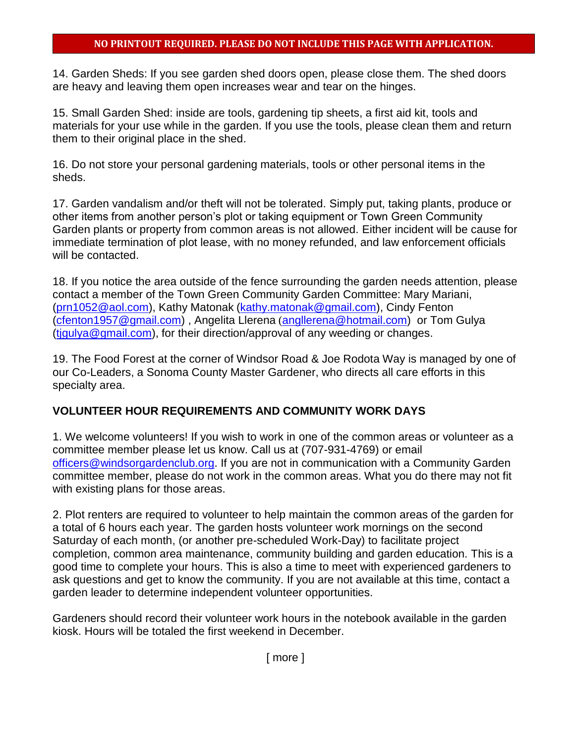**NO PRINTOUT REQUIRED. PLEASE DO NOT INCLUDE THIS PAGE WITH APPLICATION.**

14. Garden Sheds: If you see garden shed doors open, please close them. The shed doors are heavy and leaving them open increases wear and tear on the hinges.

15. Small Garden Shed: inside are tools, gardening tip sheets, a first aid kit, tools and materials for your use while in the garden. If you use the tools, please clean them and return them to their original place in the shed.

16. Do not store your personal gardening materials, tools or other personal items in the sheds.

17. Garden vandalism and/or theft will not be tolerated. Simply put, taking plants, produce or other items from another person's plot or taking equipment or Town Green Community Garden plants or property from common areas is not allowed. Either incident will be cause for immediate termination of plot lease, with no money refunded, and law enforcement officials will be contacted.

18. If you notice the area outside of the fence surrounding the garden needs attention, please contact a member of the Town Green Community Garden Committee: Mary Mariani, (prn1052@aol.com), Kathy Matonak (kathy.matonak@gmail.com), Cindy Fenton (cfenton1957@gmail.com) , Angelita Llerena (angllerena@hotmail.com) or Tom Gulya (tjgulya@gmail.com), for their direction/approval of any weeding or changes.

19. The Food Forest at the corner of Windsor Road & Joe Rodota Way is managed by one of our Co-Leaders, a Sonoma County Master Gardener, who directs all care efforts in this specialty area.

## VOLUNTEER HOUR REQUIREMENTS AND COMMUNITY WORK DAYS

1. We welcome volunteers! If you wish to work in one of the common areas or volunteer as a committee member please let us know. Call us at (707-931-4769) or email officers@windsorgardenclub.org. If you are not in communication with a Community Garden committee member, please do not work in the common areas. What you do there may not fit with existing plans for those areas.

2. Plot renters are required to volunteer to help maintain the common areas of the garden for a total of 6 hours each year. The garden hosts volunteer work mornings on the second Saturday of each month, (or another pre-scheduled Work-Day) to facilitate project completion, common area maintenance, community building and garden education. This is a good time to complete your hours. This is also a time to meet with experienced gardeners to ask questions and get to know the community. If you are not available at this time, contact a garden leader to determine independent volunteer opportunities.

Gardeners should record their volunteer work hours in the notebook available in the garden kiosk. Hours will be totaled the first weekend in December.

[ more ]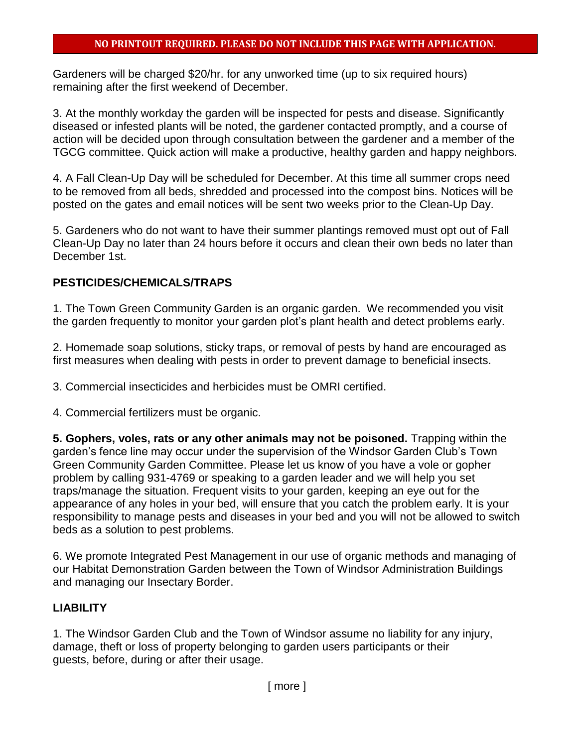**NO PRINTOUT REQUIRED. PLEASE DO NOT INCLUDE THIS PAGE WITH APPLICATION.**

Gardeners will be charged $20/hr. for any unworked time (up to six required hours) remaining after the first weekend of December.

3. At the monthly workday the garden will be inspected for pests and disease. Significantly diseased or infested plants will be noted, the gardener contacted promptly, and a course of action will be decided upon through consultation between the gardener and a member of the TGCG committee. Quick action will make a productive, healthy garden and happy neighbors.

4. A Fall Clean-Up Day will be scheduled for December. At this time all summer crops need to be removed from all beds, shredded and processed into the compost bins. Notices will be posted on the gates and email notices will be sent two weeks prior to the Clean-Up Day.

5. Gardeners who do not want to have their summer plantings removed must opt out of Fall Clean-Up Day no later than 24 hours before it occurs and clean their own beds no later than December 1st.

## PESTICIDES/CHEMICALS/TRAPS

1. The Town Green Community Garden is an organic garden. We recommended you visit the garden frequently to monitor your garden plot's plant health and detect problems early.

2. Homemade soap solutions, sticky traps, or removal of pests by hand are encouraged as first measures when dealing with pests in order to prevent damage to beneficial insects.

3. Commercial insecticides and herbicides must be OMRI certified.

4. Commercial fertilizers must be organic.

**5. Gophers, voles, rats or any other animals may not be poisoned.** Trapping within the garden's fence line may occur under the supervision of the Windsor Garden Club's Town Green Community Garden Committee. Please let us know of you have a vole or gopher problem by calling 931-4769 or speaking to a garden leader and we will help you set traps/manage the situation. Frequent visits to your garden, keeping an eye out for the appearance of any holes in your bed, will ensure that you catch the problem early. It is your responsibility to manage pests and diseases in your bed and you will not be allowed to switch beds as a solution to pest problems.

6. We promote Integrated Pest Management in our use of organic methods and managing of our Habitat Demonstration Garden between the Town of Windsor Administration Buildings and managing our Insectary Border.

## LIABILITY

1. The Windsor Garden Club and the Town of Windsor assume no liability for any injury, damage, theft or loss of property belonging to garden users participants or their guests, before, during or after their usage.

[ more ]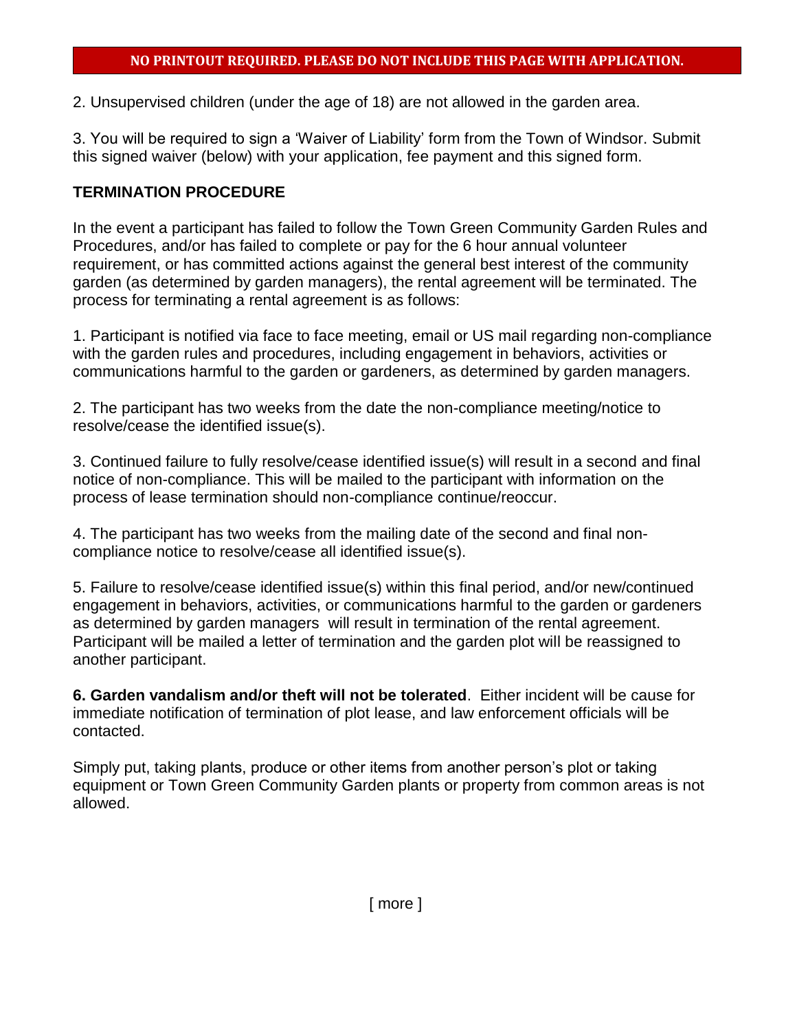**NO PRINTOUT REQUIRED. PLEASE DO NOT INCLUDE THIS PAGE WITH APPLICATION.**

2. Unsupervised children (under the age of 18) are not allowed in the garden area.

3. You will be required to sign a 'Waiver of Liability' form from the Town of Windsor. Submit this signed waiver (below) with your application, fee payment and this signed form.

**TERMINATION PROCEDURE**

In the event a participant has failed to follow the Town Green Community Garden Rules and Procedures, and/or has failed to complete or pay for the 6 hour annual volunteer requirement, or has committed actions against the general best interest of the community garden (as determined by garden managers), the rental agreement will be terminated. The process for terminating a rental agreement is as follows:

1. Participant is notified via face to face meeting, email or US mail regarding non-compliance with the garden rules and procedures, including engagement in behaviors, activities or communications harmful to the garden or gardeners, as determined by garden managers.

2. The participant has two weeks from the date the non-compliance meeting/notice to resolve/cease the identified issue(s).

3. Continued failure to fully resolve/cease identified issue(s) will result in a second and final notice of non-compliance. This will be mailed to the participant with information on the process of lease termination should non-compliance continue/reoccur.

4. The participant has two weeks from the mailing date of the second and final non-compliance notice to resolve/cease all identified issue(s).

5. Failure to resolve/cease identified issue(s) within this final period, and/or new/continued engagement in behaviors, activities, or communications harmful to the garden or gardeners as determined by garden managers will result in termination of the rental agreement. Participant will be mailed a letter of termination and the garden plot will be reassigned to another participant.

**6. Garden vandalism and/or theft will not be tolerated**. Either incident will be cause for immediate notification of termination of plot lease, and law enforcement officials will be contacted.

Simply put, taking plants, produce or other items from another person's plot or taking equipment or Town Green Community Garden plants or property from common areas is not allowed.

[ more ]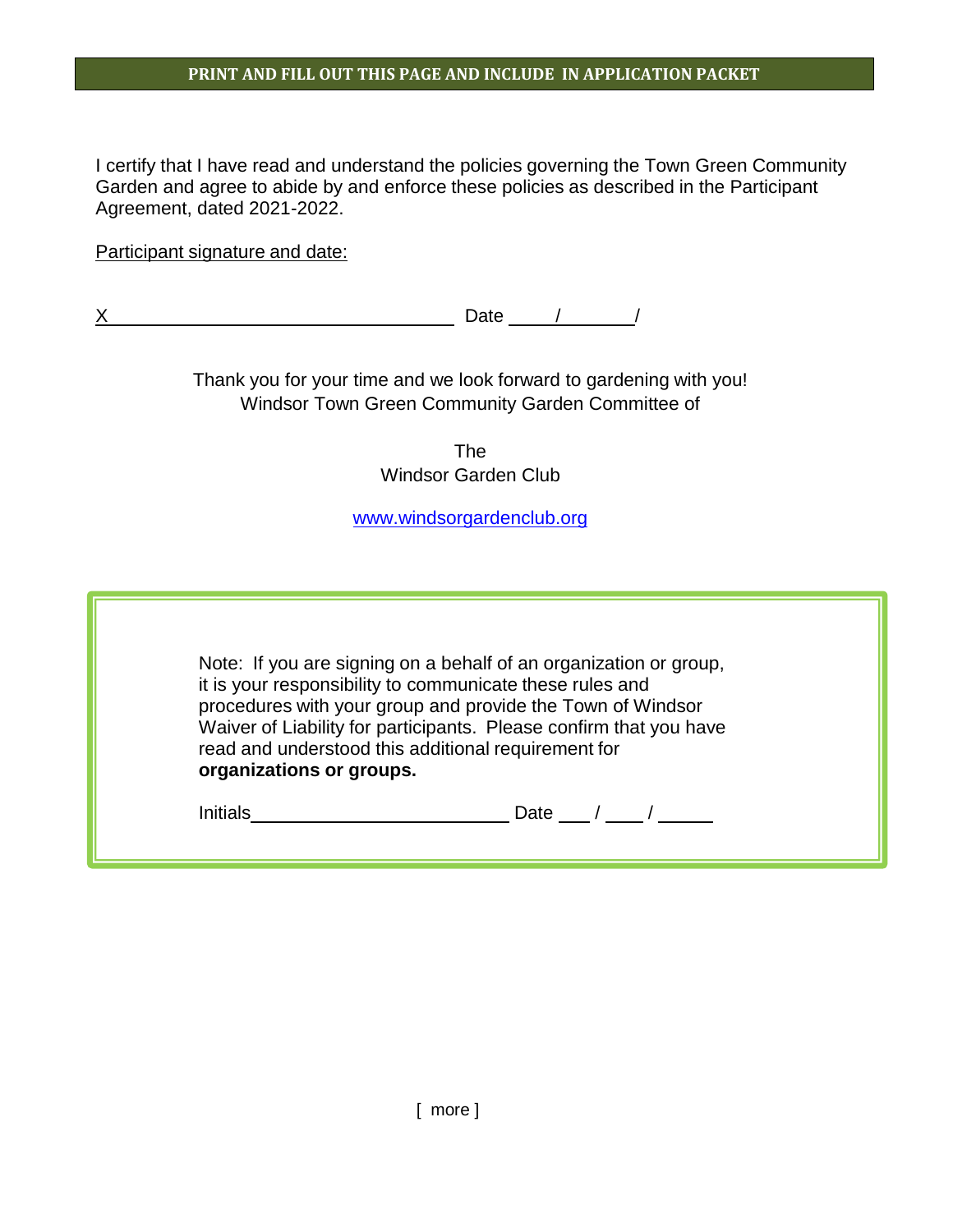**PRINT AND FILL OUT THIS PAGE AND INCLUDE IN APPLICATION PACKET**

I certify that I have read and understand the policies governing the Town Green Community Garden and agree to abide by and enforce these policies as described in the Participant Agreement, dated 2021-2022.

Participant signature and date:

X ________________________________ Date ____/_______/

Thank you for your time and we look forward to gardening with you!
Windsor Town Green Community Garden Committee of

The
Windsor Garden Club

www.windsorgardenclub.org

Note: If you are signing on a behalf of an organization or group, it is your responsibility to communicate these rules and procedures with your group and provide the Town of Windsor Waiver of Liability for participants. Please confirm that you have read and understood this additional requirement for **organizations or groups.**

Initials________________________ Date ___ / ____ / _____

[ more ]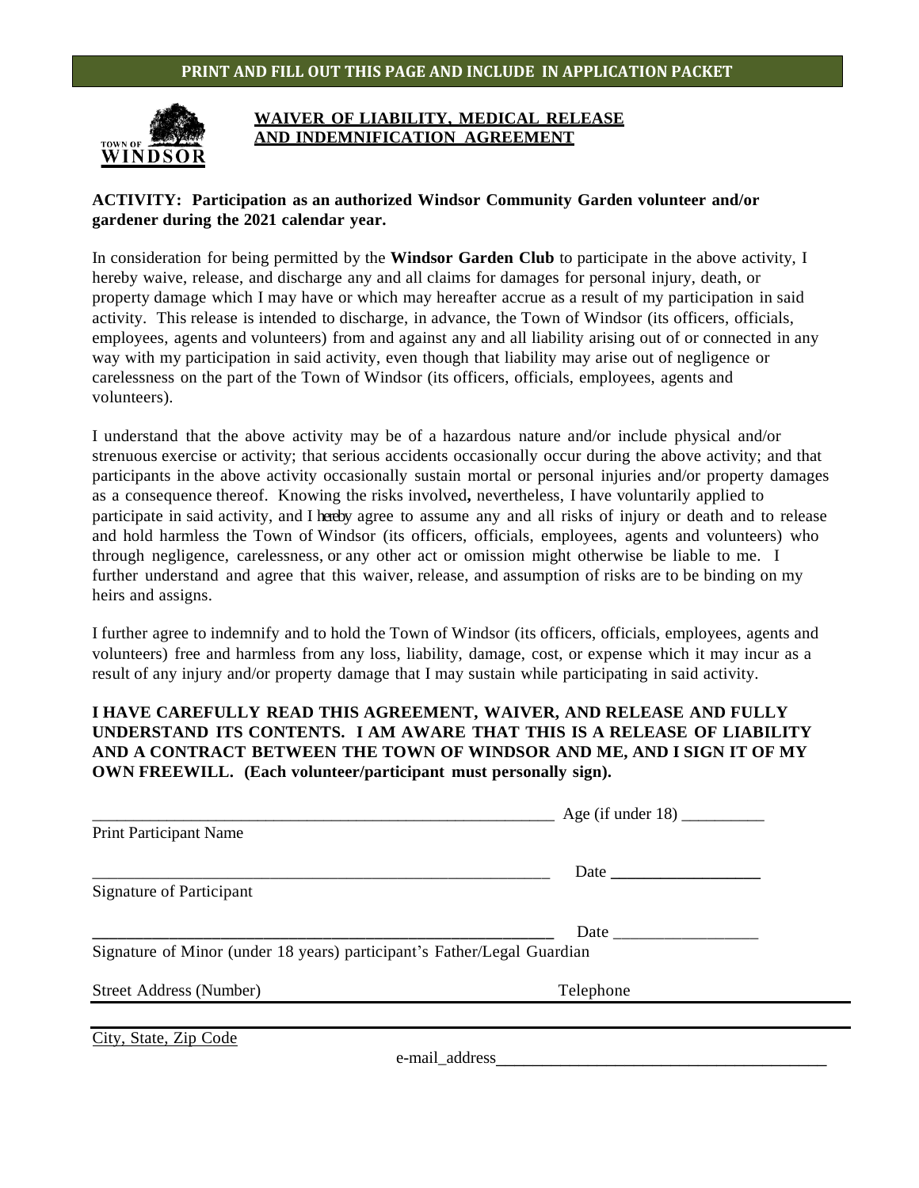**PRINT AND FILL OUT THIS PAGE AND INCLUDE IN APPLICATION PACKET**

TOWN OF WINDSOR

# WAIVER OF LIABILITY, MEDICAL RELEASE AND INDEMNIFICATION AGREEMENT

**ACTIVITY: Participation as an authorized Windsor Community Garden volunteer and/or gardener during the 2021 calendar year.**

In consideration for being permitted by the **Windsor Garden Club** to participate in the above activity, I hereby waive, release, and discharge any and all claims for damages for personal injury, death, or property damage which I may have or which may hereafter accrue as a result of my participation in said activity. This release is intended to discharge, in advance, the Town of Windsor (its officers, officials, employees, agents and volunteers) from and against any and all liability arising out of or connected in any way with my participation in said activity, even though that liability may arise out of negligence or carelessness on the part of the Town of Windsor (its officers, officials, employees, agents and volunteers).

I understand that the above activity may be of a hazardous nature and/or include physical and/or strenuous exercise or activity; that serious accidents occasionally occur during the above activity; and that participants in the above activity occasionally sustain mortal or personal injuries and/or property damages as a consequence thereof. Knowing the risks involved**,** nevertheless, I have voluntarily applied to participate in said activity, and I hereby agree to assume any and all risks of injury or death and to release and hold harmless the Town of Windsor (its officers, officials, employees, agents and volunteers) who through negligence, carelessness, or any other act or omission might otherwise be liable to me. I further understand and agree that this waiver, release, and assumption of risks are to be binding on my heirs and assigns.

I further agree to indemnify and to hold the Town of Windsor (its officers, officials, employees, agents and volunteers) free and harmless from any loss, liability, damage, cost, or expense which it may incur as a result of any injury and/or property damage that I may sustain while participating in said activity.

**I HAVE CAREFULLY READ THIS AGREEMENT, WAIVER, AND RELEASE AND FULLY UNDERSTAND ITS CONTENTS. I AM AWARE THAT THIS IS A RELEASE OF LIABILITY AND A CONTRACT BETWEEN THE TOWN OF WINDSOR AND ME, AND I SIGN IT OF MY OWN FREEWILL. (Each volunteer/participant must personally sign).**

\_\_\_\_\_\_\_\_\_\_\_\_\_\_\_\_\_\_\_\_\_\_\_\_\_\_\_\_\_\_\_\_\_\_\_\_\_\_\_\_\_\_\_\_\_\_\_\_\_\_\_\_ Age (if under 18) \_\_\_\_\_\_\_\_\_\_
Print Participant Name

\_\_\_\_\_\_\_\_\_\_\_\_\_\_\_\_\_\_\_\_\_\_\_\_\_\_\_\_\_\_\_\_\_\_\_\_\_\_\_\_\_\_\_\_\_\_\_\_\_\_\_\_ Date \_\_\_\_\_\_\_\_\_\_\_\_\_\_\_\_\_\_
Signature of Participant

\_\_\_\_\_\_\_\_\_\_\_\_\_\_\_\_\_\_\_\_\_\_\_\_\_\_\_\_\_\_\_\_\_\_\_\_\_\_\_\_\_\_\_\_\_\_\_\_\_\_\_\_ Date \_\_\_\_\_\_\_\_\_\_\_\_\_\_\_\_\_\_
Signature of Minor (under 18 years) participant's Father/Legal Guardian

Street Address (Number) Telephone

City, State, Zip Code

e-mail_address\_\_\_\_\_\_\_\_\_\_\_\_\_\_\_\_\_\_\_\_\_\_\_\_\_\_\_\_\_\_\_\_\_\_\_\_\_\_\_\_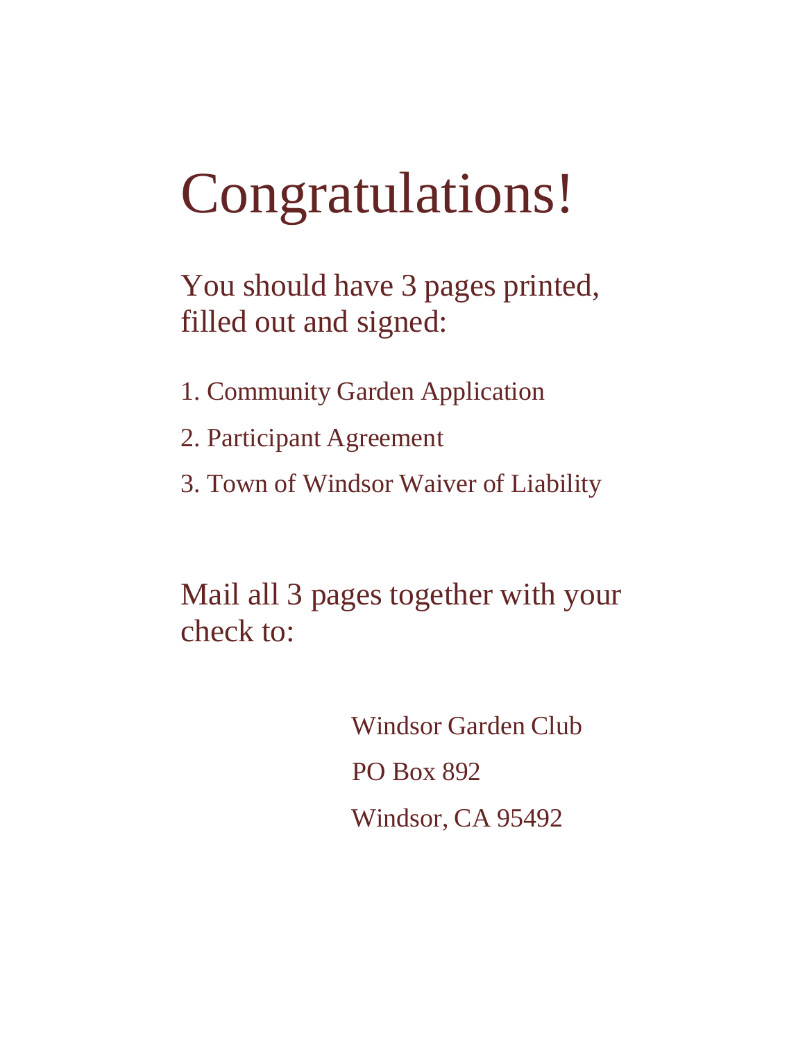# Congratulations!

You should have 3 pages printed, filled out and signed:

1. Community Garden Application
2. Participant Agreement
3. Town of Windsor Waiver of Liability

Mail all 3 pages together with your check to:

Windsor Garden Club

PO Box 892

Windsor, CA 95492